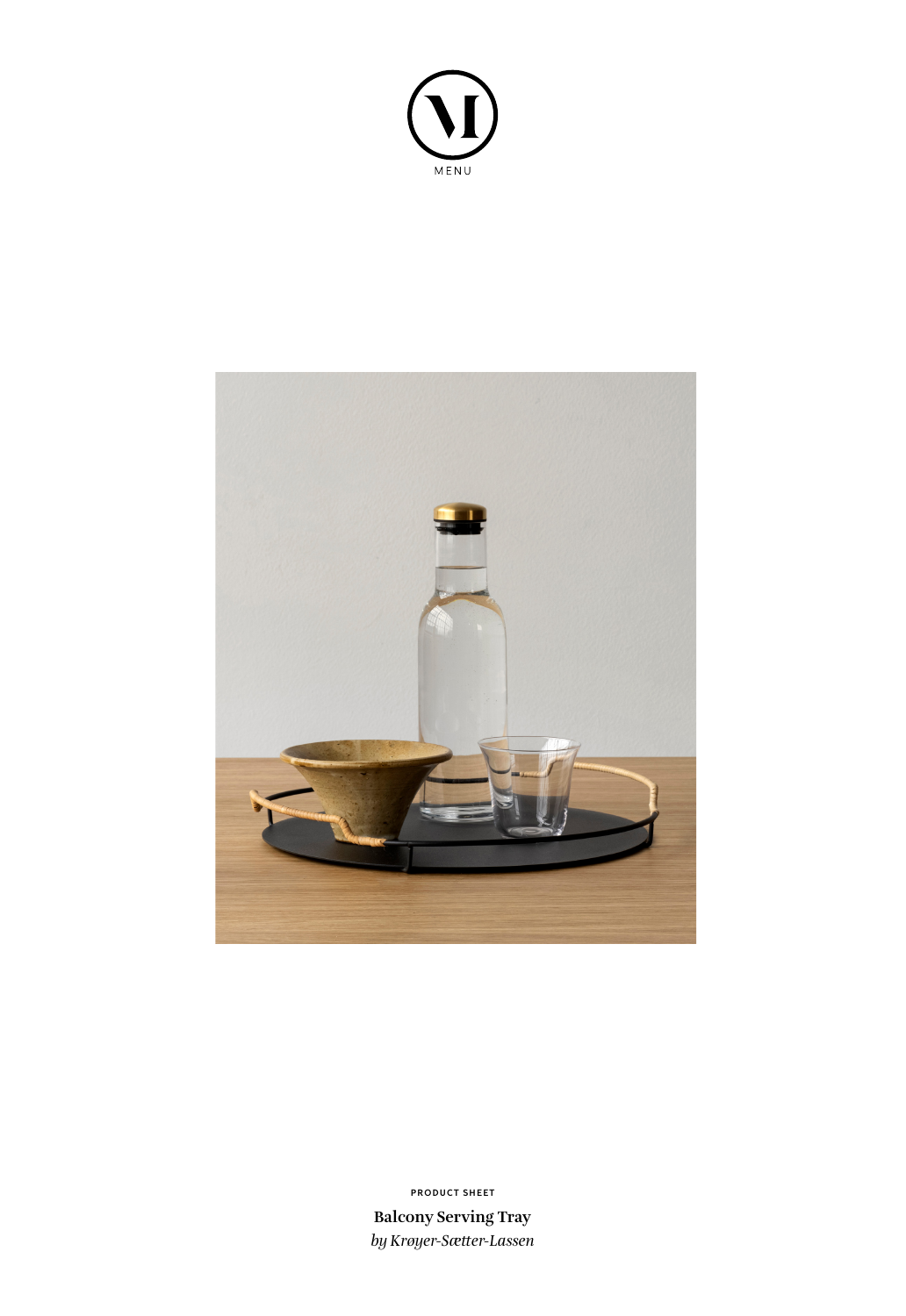MENU

PRODUCT SHEET

**Balcony Serving Tray**

*by Krøyer-Sætter-Lassen*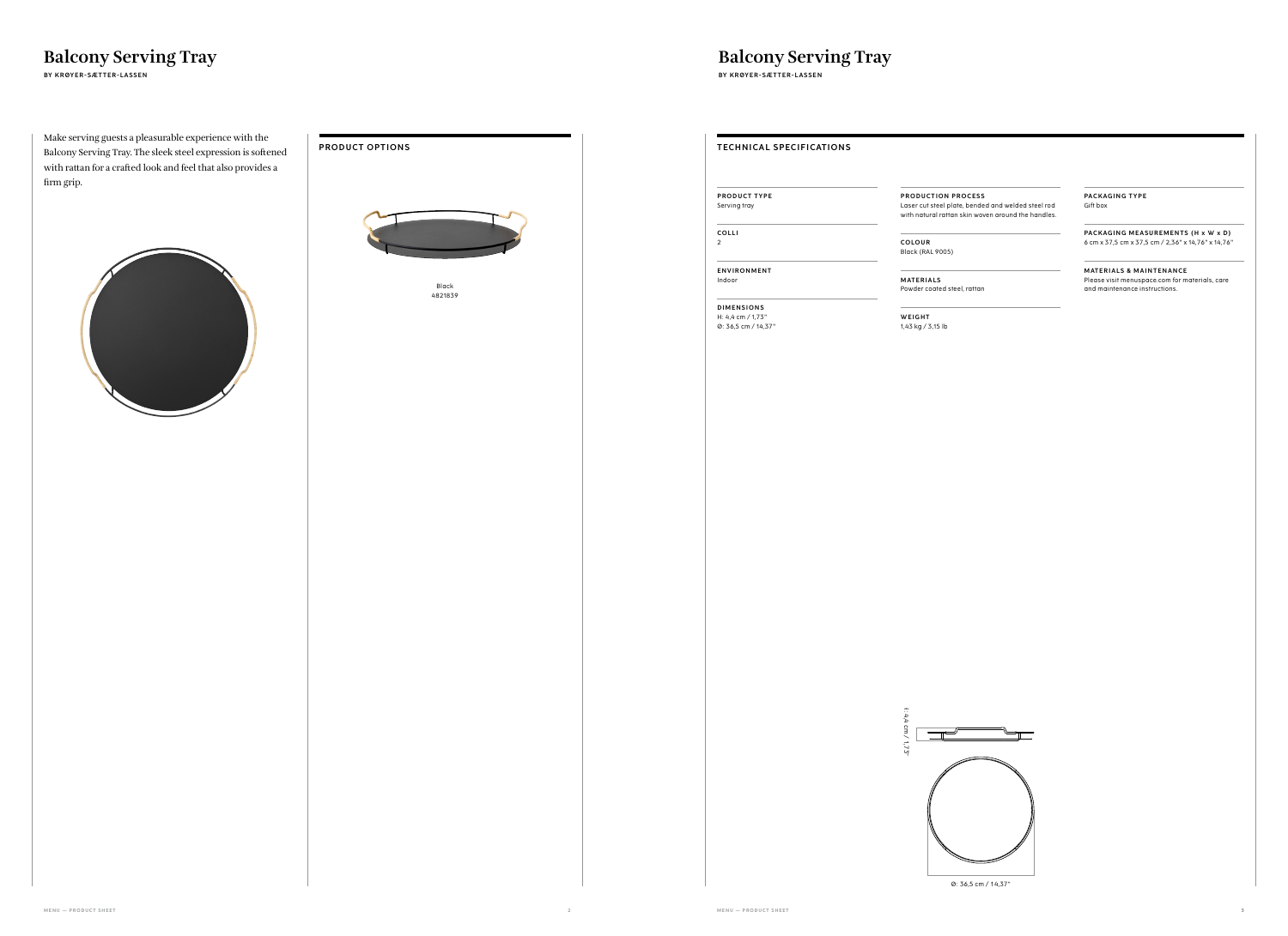# Balcony Serving Tray

BY KRØYER-SÆTTER-LASSEN

Make serving guests a pleasurable experience with the Balcony Serving Tray. The sleek steel expression is softened with rattan for a crafted look and feel that also provides a firm grip.

## PRODUCT OPTIONS

Black
4821839

# Balcony Serving Tray

BY KRØYER-SÆTTER-LASSEN

## TECHNICAL SPECIFICATIONS

**PRODUCT TYPE**
Serving tray

**COLLI**
2

**ENVIRONMENT**
Indoor

**DIMENSIONS**
H: 4,4 cm / 1,73"
Ø: 36,5 cm / 14,37"

**PRODUCTION PROCESS**
Laser cut steel plate, bended and welded steel rod with natural rattan skin woven around the handles.

**COLOUR**
Black (RAL 9005)

**MATERIALS**
Powder coated steel, rattan

**WEIGHT**
1,43 kg / 3,15 lb

**PACKAGING TYPE**
Gift box

**PACKAGING MEASUREMENTS (H x W x D)**
6 cm x 37,5 cm x 37,5 cm / 2,36" x 14,76" x 14,76"

**MATERIALS & MAINTENANCE**
Please visit menuspace.com for materials, care and maintenance instructions.

H: 4,4 cm / 1,73"

Ø: 36,5 cm / 14,37"